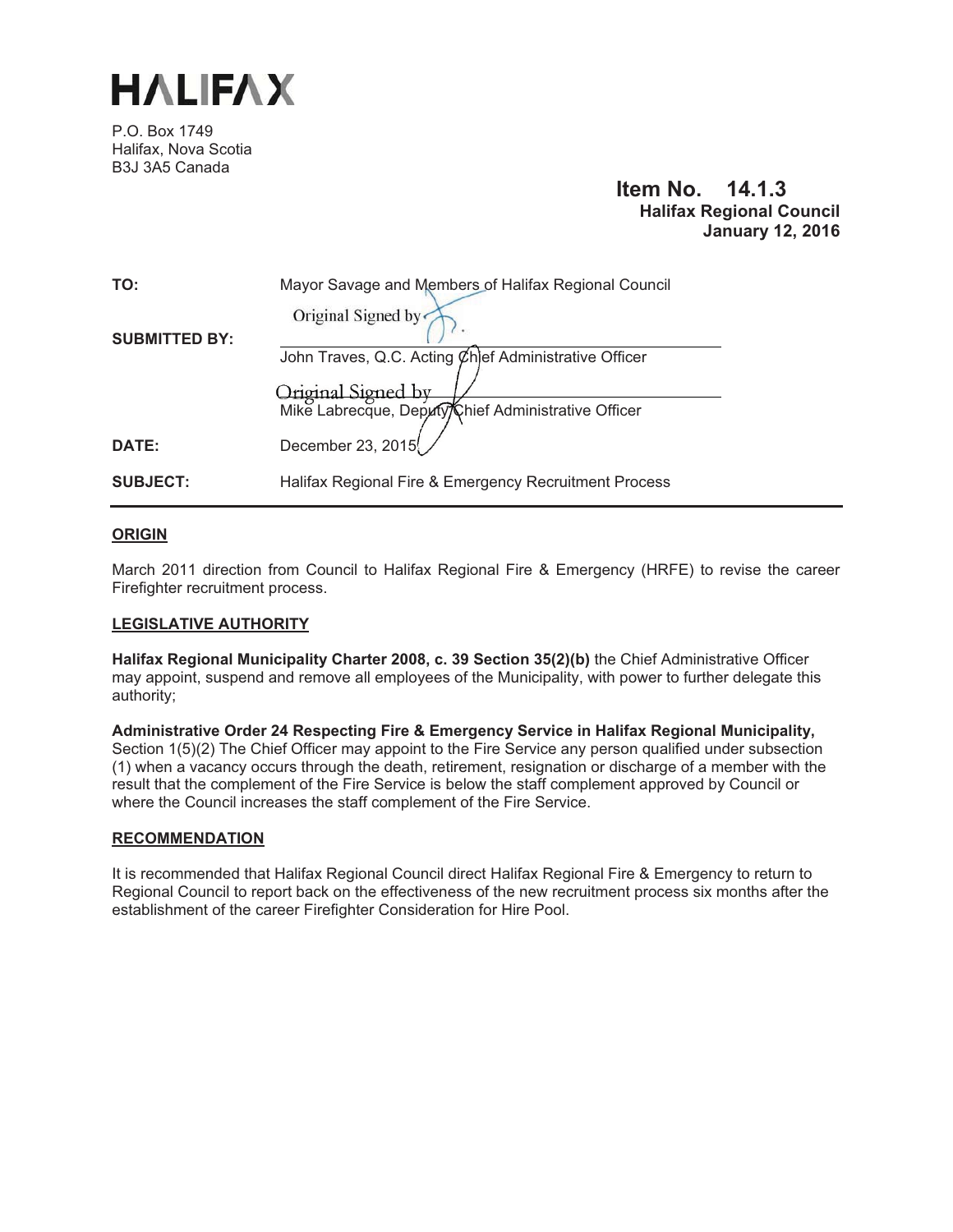# HALIFAX

P.O. Box 1749
Halifax, Nova Scotia
B3J 3A5 Canada

**Item No. 14.1.3**
**Halifax Regional Council**
**January 12, 2016**

| | |
|---|---|
| **TO:** | Mayor Savage and Members of Halifax Regional Council |
| **SUBMITTED BY:** | Original Signed by<br>John Traves, Q.C. Acting Chief Administrative Officer |
| | Original Signed by<br>Mike Labrecque, Deputy Chief Administrative Officer |
| **DATE:** | December 23, 2015 |
| **SUBJECT:** | Halifax Regional Fire & Emergency Recruitment Process |

## ORIGIN

March 2011 direction from Council to Halifax Regional Fire & Emergency (HRFE) to revise the career Firefighter recruitment process.

## LEGISLATIVE AUTHORITY

**Halifax Regional Municipality Charter 2008, c. 39 Section 35(2)(b)** the Chief Administrative Officer may appoint, suspend and remove all employees of the Municipality, with power to further delegate this authority;

**Administrative Order 24 Respecting Fire & Emergency Service in Halifax Regional Municipality,** Section 1(5)(2) The Chief Officer may appoint to the Fire Service any person qualified under subsection (1) when a vacancy occurs through the death, retirement, resignation or discharge of a member with the result that the complement of the Fire Service is below the staff complement approved by Council or where the Council increases the staff complement of the Fire Service.

## RECOMMENDATION

It is recommended that Halifax Regional Council direct Halifax Regional Fire & Emergency to return to Regional Council to report back on the effectiveness of the new recruitment process six months after the establishment of the career Firefighter Consideration for Hire Pool.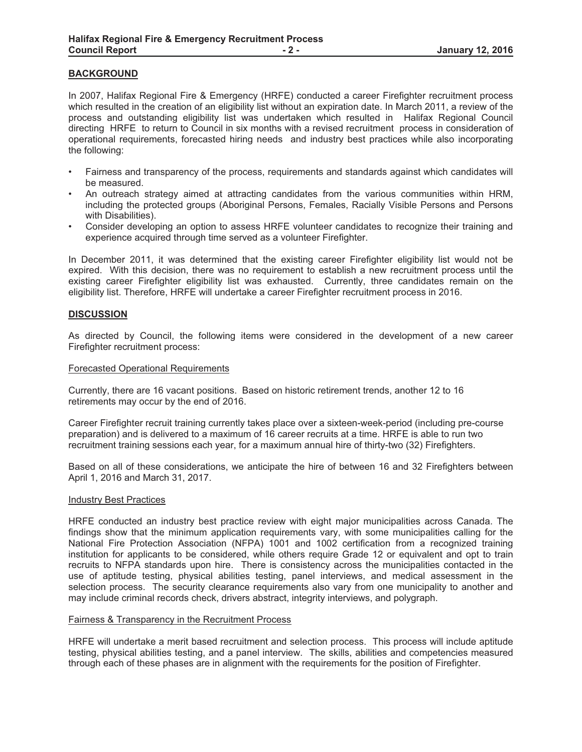## BACKGROUND

In 2007, Halifax Regional Fire & Emergency (HRFE) conducted a career Firefighter recruitment process which resulted in the creation of an eligibility list without an expiration date. In March 2011, a review of the process and outstanding eligibility list was undertaken which resulted in Halifax Regional Council directing HRFE to return to Council in six months with a revised recruitment process in consideration of operational requirements, forecasted hiring needs and industry best practices while also incorporating the following:

- Fairness and transparency of the process, requirements and standards against which candidates will be measured.
- An outreach strategy aimed at attracting candidates from the various communities within HRM, including the protected groups (Aboriginal Persons, Females, Racially Visible Persons and Persons with Disabilities).
- Consider developing an option to assess HRFE volunteer candidates to recognize their training and experience acquired through time served as a volunteer Firefighter.

In December 2011, it was determined that the existing career Firefighter eligibility list would not be expired. With this decision, there was no requirement to establish a new recruitment process until the existing career Firefighter eligibility list was exhausted. Currently, three candidates remain on the eligibility list. Therefore, HRFE will undertake a career Firefighter recruitment process in 2016.

## DISCUSSION

As directed by Council, the following items were considered in the development of a new career Firefighter recruitment process:

### Forecasted Operational Requirements

Currently, there are 16 vacant positions. Based on historic retirement trends, another 12 to 16 retirements may occur by the end of 2016.

Career Firefighter recruit training currently takes place over a sixteen-week-period (including pre-course preparation) and is delivered to a maximum of 16 career recruits at a time. HRFE is able to run two recruitment training sessions each year, for a maximum annual hire of thirty-two (32) Firefighters.

Based on all of these considerations, we anticipate the hire of between 16 and 32 Firefighters between April 1, 2016 and March 31, 2017.

### Industry Best Practices

HRFE conducted an industry best practice review with eight major municipalities across Canada. The findings show that the minimum application requirements vary, with some municipalities calling for the National Fire Protection Association (NFPA) 1001 and 1002 certification from a recognized training institution for applicants to be considered, while others require Grade 12 or equivalent and opt to train recruits to NFPA standards upon hire. There is consistency across the municipalities contacted in the use of aptitude testing, physical abilities testing, panel interviews, and medical assessment in the selection process. The security clearance requirements also vary from one municipality to another and may include criminal records check, drivers abstract, integrity interviews, and polygraph.

### Fairness & Transparency in the Recruitment Process

HRFE will undertake a merit based recruitment and selection process. This process will include aptitude testing, physical abilities testing, and a panel interview. The skills, abilities and competencies measured through each of these phases are in alignment with the requirements for the position of Firefighter.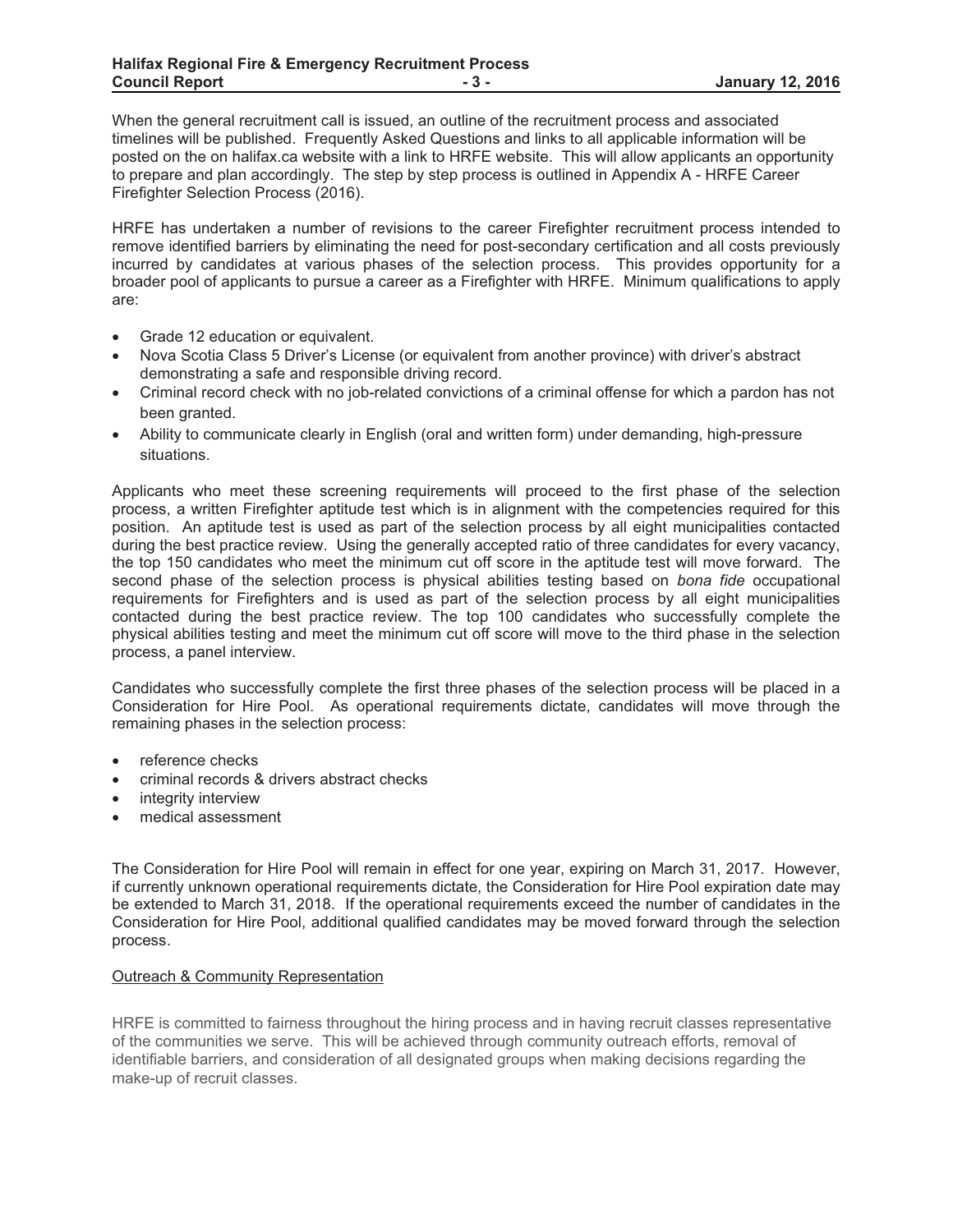When the general recruitment call is issued, an outline of the recruitment process and associated timelines will be published. Frequently Asked Questions and links to all applicable information will be posted on the on halifax.ca website with a link to HRFE website. This will allow applicants an opportunity to prepare and plan accordingly. The step by step process is outlined in Appendix A - HRFE Career Firefighter Selection Process (2016).

HRFE has undertaken a number of revisions to the career Firefighter recruitment process intended to remove identified barriers by eliminating the need for post-secondary certification and all costs previously incurred by candidates at various phases of the selection process. This provides opportunity for a broader pool of applicants to pursue a career as a Firefighter with HRFE. Minimum qualifications to apply are:

- Grade 12 education or equivalent.
- Nova Scotia Class 5 Driver's License (or equivalent from another province) with driver's abstract demonstrating a safe and responsible driving record.
- Criminal record check with no job-related convictions of a criminal offense for which a pardon has not been granted.
- Ability to communicate clearly in English (oral and written form) under demanding, high-pressure situations.

Applicants who meet these screening requirements will proceed to the first phase of the selection process, a written Firefighter aptitude test which is in alignment with the competencies required for this position. An aptitude test is used as part of the selection process by all eight municipalities contacted during the best practice review. Using the generally accepted ratio of three candidates for every vacancy, the top 150 candidates who meet the minimum cut off score in the aptitude test will move forward. The second phase of the selection process is physical abilities testing based on *bona fide* occupational requirements for Firefighters and is used as part of the selection process by all eight municipalities contacted during the best practice review. The top 100 candidates who successfully complete the physical abilities testing and meet the minimum cut off score will move to the third phase in the selection process, a panel interview.

Candidates who successfully complete the first three phases of the selection process will be placed in a Consideration for Hire Pool. As operational requirements dictate, candidates will move through the remaining phases in the selection process:

- reference checks
- criminal records & drivers abstract checks
- integrity interview
- medical assessment

The Consideration for Hire Pool will remain in effect for one year, expiring on March 31, 2017. However, if currently unknown operational requirements dictate, the Consideration for Hire Pool expiration date may be extended to March 31, 2018. If the operational requirements exceed the number of candidates in the Consideration for Hire Pool, additional qualified candidates may be moved forward through the selection process.

## Outreach & Community Representation

HRFE is committed to fairness throughout the hiring process and in having recruit classes representative of the communities we serve. This will be achieved through community outreach efforts, removal of identifiable barriers, and consideration of all designated groups when making decisions regarding the make-up of recruit classes.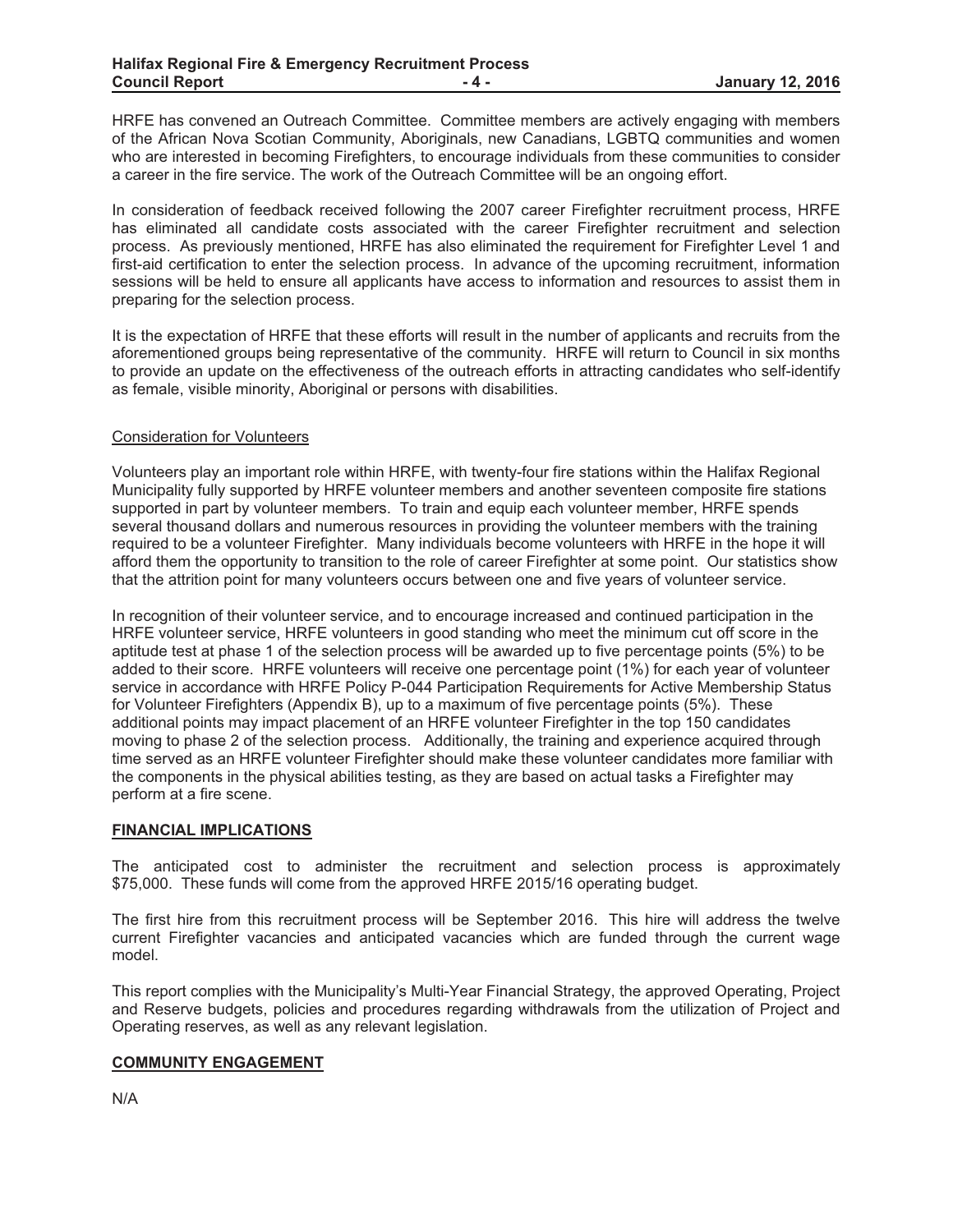HRFE has convened an Outreach Committee. Committee members are actively engaging with members of the African Nova Scotian Community, Aboriginals, new Canadians, LGBTQ communities and women who are interested in becoming Firefighters, to encourage individuals from these communities to consider a career in the fire service. The work of the Outreach Committee will be an ongoing effort.

In consideration of feedback received following the 2007 career Firefighter recruitment process, HRFE has eliminated all candidate costs associated with the career Firefighter recruitment and selection process. As previously mentioned, HRFE has also eliminated the requirement for Firefighter Level 1 and first-aid certification to enter the selection process. In advance of the upcoming recruitment, information sessions will be held to ensure all applicants have access to information and resources to assist them in preparing for the selection process.

It is the expectation of HRFE that these efforts will result in the number of applicants and recruits from the aforementioned groups being representative of the community. HRFE will return to Council in six months to provide an update on the effectiveness of the outreach efforts in attracting candidates who self-identify as female, visible minority, Aboriginal or persons with disabilities.

Consideration for Volunteers

Volunteers play an important role within HRFE, with twenty-four fire stations within the Halifax Regional Municipality fully supported by HRFE volunteer members and another seventeen composite fire stations supported in part by volunteer members. To train and equip each volunteer member, HRFE spends several thousand dollars and numerous resources in providing the volunteer members with the training required to be a volunteer Firefighter. Many individuals become volunteers with HRFE in the hope it will afford them the opportunity to transition to the role of career Firefighter at some point. Our statistics show that the attrition point for many volunteers occurs between one and five years of volunteer service.

In recognition of their volunteer service, and to encourage increased and continued participation in the HRFE volunteer service, HRFE volunteers in good standing who meet the minimum cut off score in the aptitude test at phase 1 of the selection process will be awarded up to five percentage points (5%) to be added to their score. HRFE volunteers will receive one percentage point (1%) for each year of volunteer service in accordance with HRFE Policy P-044 Participation Requirements for Active Membership Status for Volunteer Firefighters (Appendix B), up to a maximum of five percentage points (5%). These additional points may impact placement of an HRFE volunteer Firefighter in the top 150 candidates moving to phase 2 of the selection process. Additionally, the training and experience acquired through time served as an HRFE volunteer Firefighter should make these volunteer candidates more familiar with the components in the physical abilities testing, as they are based on actual tasks a Firefighter may perform at a fire scene.

## FINANCIAL IMPLICATIONS

The anticipated cost to administer the recruitment and selection process is approximately $75,000. These funds will come from the approved HRFE 2015/16 operating budget.

The first hire from this recruitment process will be September 2016. This hire will address the twelve current Firefighter vacancies and anticipated vacancies which are funded through the current wage model.

This report complies with the Municipality's Multi-Year Financial Strategy, the approved Operating, Project and Reserve budgets, policies and procedures regarding withdrawals from the utilization of Project and Operating reserves, as well as any relevant legislation.

## COMMUNITY ENGAGEMENT

N/A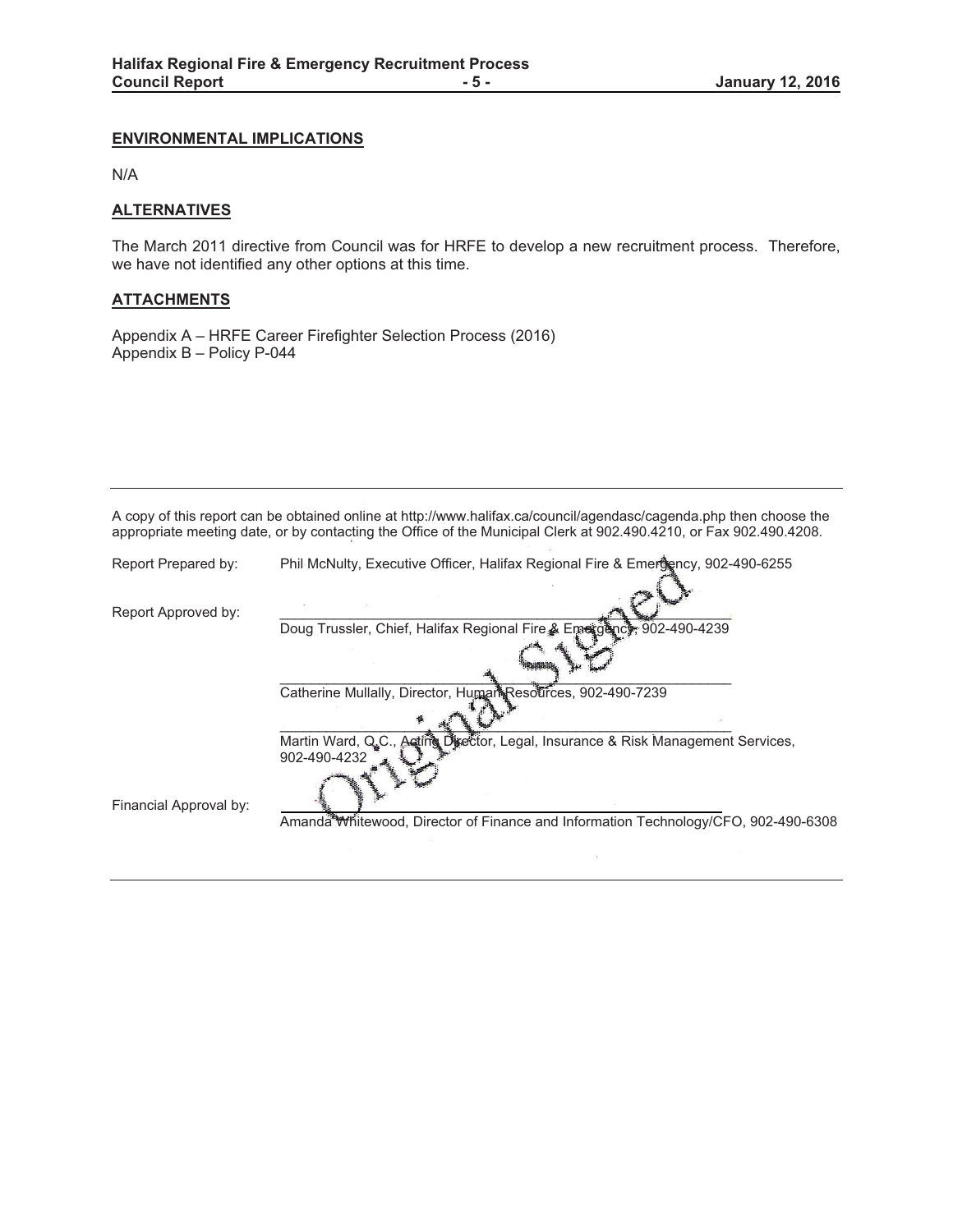## ENVIRONMENTAL IMPLICATIONS

N/A

## ALTERNATIVES

The March 2011 directive from Council was for HRFE to develop a new recruitment process. Therefore, we have not identified any other options at this time.

## ATTACHMENTS

Appendix A – HRFE Career Firefighter Selection Process (2016)
Appendix B – Policy P-044

---

A copy of this report can be obtained online at http://www.halifax.ca/council/agendasc/cagenda.php then choose the appropriate meeting date, or by contacting the Office of the Municipal Clerk at 902.490.4210, or Fax 902.490.4208.

Report Prepared by: Phil McNulty, Executive Officer, Halifax Regional Fire & Emergency, 902-490-6255

Report Approved by:
Doug Trussler, Chief, Halifax Regional Fire & Emergency, 902-490-4239

Catherine Mullally, Director, Human Resources, 902-490-7239

Martin Ward, Q.C., Acting Director, Legal, Insurance & Risk Management Services, 902-490-4232

Financial Approval by:
Amanda Whitewood, Director of Finance and Information Technology/CFO, 902-490-6308

Original Signed

---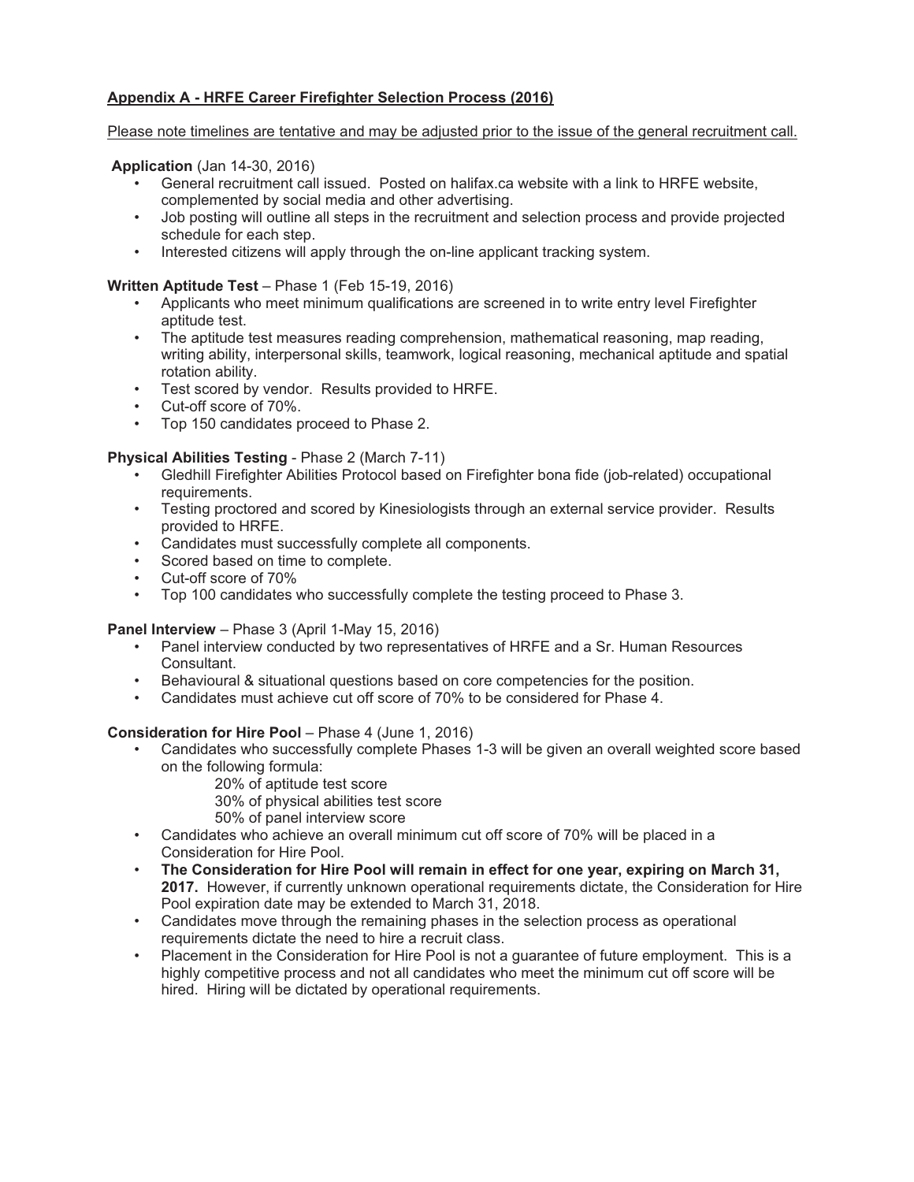## **Appendix A - HRFE Career Firefighter Selection Process (2016)**

Please note timelines are tentative and may be adjusted prior to the issue of the general recruitment call.

**Application** (Jan 14-30, 2016)

- General recruitment call issued. Posted on halifax.ca website with a link to HRFE website, complemented by social media and other advertising.
- Job posting will outline all steps in the recruitment and selection process and provide projected schedule for each step.
- Interested citizens will apply through the on-line applicant tracking system.

**Written Aptitude Test** – Phase 1 (Feb 15-19, 2016)

- Applicants who meet minimum qualifications are screened in to write entry level Firefighter aptitude test.
- The aptitude test measures reading comprehension, mathematical reasoning, map reading, writing ability, interpersonal skills, teamwork, logical reasoning, mechanical aptitude and spatial rotation ability.
- Test scored by vendor. Results provided to HRFE.
- Cut-off score of 70%.
- Top 150 candidates proceed to Phase 2.

**Physical Abilities Testing** - Phase 2 (March 7-11)

- Gledhill Firefighter Abilities Protocol based on Firefighter bona fide (job-related) occupational requirements.
- Testing proctored and scored by Kinesiologists through an external service provider. Results provided to HRFE.
- Candidates must successfully complete all components.
- Scored based on time to complete.
- Cut-off score of 70%
- Top 100 candidates who successfully complete the testing proceed to Phase 3.

**Panel Interview** – Phase 3 (April 1-May 15, 2016)

- Panel interview conducted by two representatives of HRFE and a Sr. Human Resources Consultant.
- Behavioural & situational questions based on core competencies for the position.
- Candidates must achieve cut off score of 70% to be considered for Phase 4.

**Consideration for Hire Pool** – Phase 4 (June 1, 2016)

- Candidates who successfully complete Phases 1-3 will be given an overall weighted score based on the following formula:
  - 20% of aptitude test score
  - 30% of physical abilities test score
  - 50% of panel interview score
- Candidates who achieve an overall minimum cut off score of 70% will be placed in a Consideration for Hire Pool.
- **The Consideration for Hire Pool will remain in effect for one year, expiring on March 31, 2017.** However, if currently unknown operational requirements dictate, the Consideration for Hire Pool expiration date may be extended to March 31, 2018.
- Candidates move through the remaining phases in the selection process as operational requirements dictate the need to hire a recruit class.
- Placement in the Consideration for Hire Pool is not a guarantee of future employment. This is a highly competitive process and not all candidates who meet the minimum cut off score will be hired. Hiring will be dictated by operational requirements.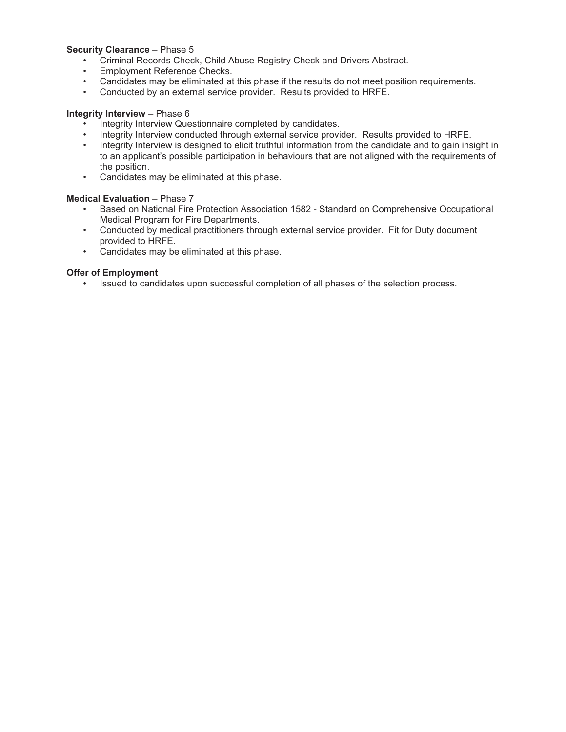**Security Clearance** – Phase 5

- Criminal Records Check, Child Abuse Registry Check and Drivers Abstract.
- Employment Reference Checks.
- Candidates may be eliminated at this phase if the results do not meet position requirements.
- Conducted by an external service provider. Results provided to HRFE.

**Integrity Interview** – Phase 6

- Integrity Interview Questionnaire completed by candidates.
- Integrity Interview conducted through external service provider. Results provided to HRFE.
- Integrity Interview is designed to elicit truthful information from the candidate and to gain insight in to an applicant's possible participation in behaviours that are not aligned with the requirements of the position.
- Candidates may be eliminated at this phase.

**Medical Evaluation** – Phase 7

- Based on National Fire Protection Association 1582 - Standard on Comprehensive Occupational Medical Program for Fire Departments.
- Conducted by medical practitioners through external service provider. Fit for Duty document provided to HRFE.
- Candidates may be eliminated at this phase.

**Offer of Employment**

- Issued to candidates upon successful completion of all phases of the selection process.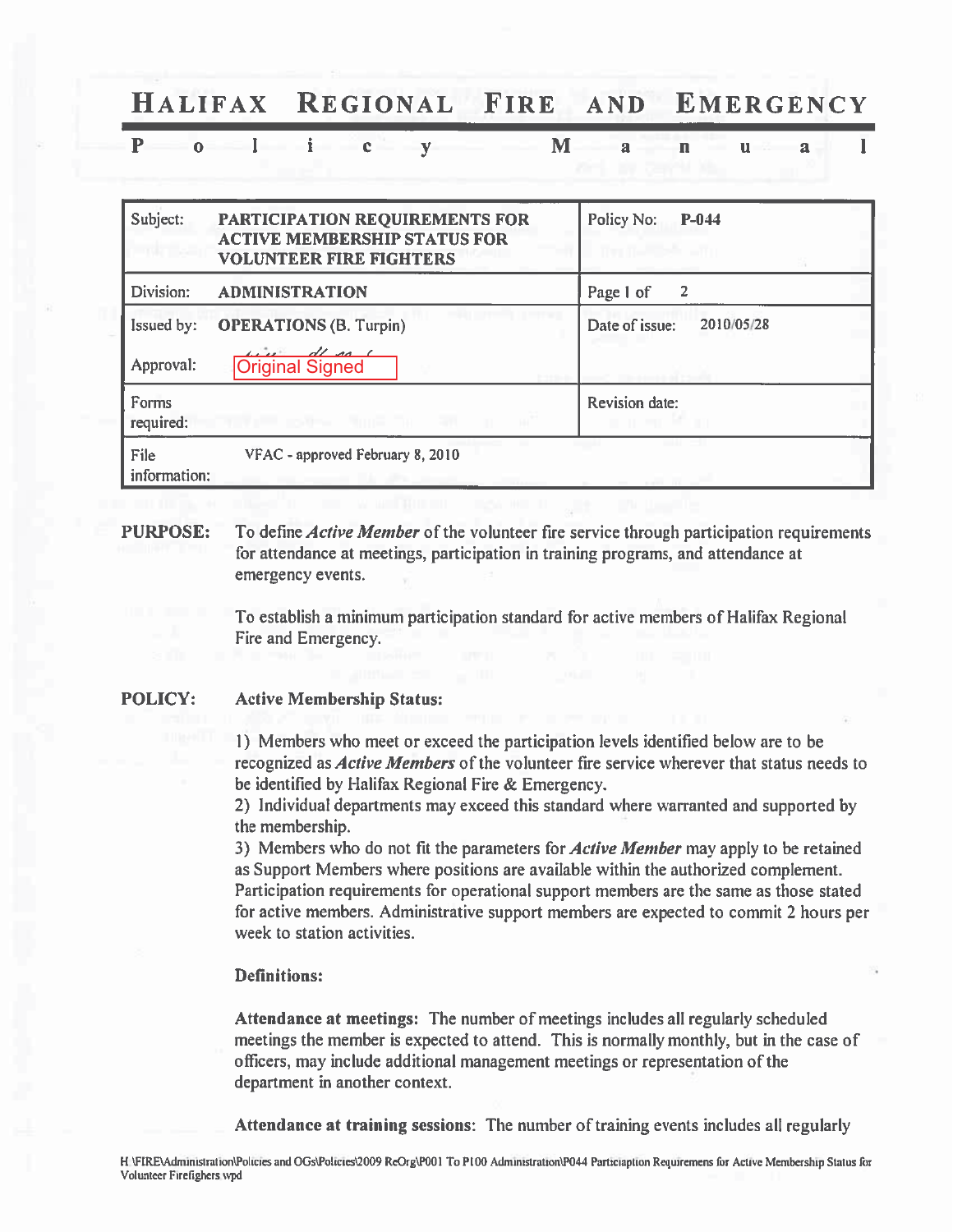# HALIFAX REGIONAL FIRE AND EMERGENCY

## Policy Manual

| Subject: PARTICIPATION REQUIREMENTS FOR ACTIVE MEMBERSHIP STATUS FOR VOLUNTEER FIRE FIGHTERS | Policy No: P-044 |
|---|---|
| Division: ADMINISTRATION | Page 1 of 2 |
| Issued by: OPERATIONS (B. Turpin)<br>Approval: Original Signed | Date of issue: 2010/05/28 |
| Forms required: | Revision date: |
| File information: VFAC - approved February 8, 2010 | |

**PURPOSE:** To define ***Active Member*** of the volunteer fire service through participation requirements for attendance at meetings, participation in training programs, and attendance at emergency events.

To establish a minimum participation standard for active members of Halifax Regional Fire and Emergency.

**POLICY:** **Active Membership Status:**

1) Members who meet or exceed the participation levels identified below are to be recognized as ***Active Members*** of the volunteer fire service wherever that status needs to be identified by Halifax Regional Fire & Emergency.
2) Individual departments may exceed this standard where warranted and supported by the membership.
3) Members who do not fit the parameters for ***Active Member*** may apply to be retained as Support Members where positions are available within the authorized complement. Participation requirements for operational support members are the same as those stated for active members. Administrative support members are expected to commit 2 hours per week to station activities.

**Definitions:**

**Attendance at meetings:** The number of meetings includes all regularly scheduled meetings the member is expected to attend. This is normally monthly, but in the case of officers, may include additional management meetings or representation of the department in another context.

**Attendance at training sessions:** The number of training events includes all regularly

H:\FIRE\Administration\Policies and OGs\Policies\2009 ReOrg\P001 To P100 Administration\P044 Particiaption Requiremens for Active Membership Status for Volunteer Firefighers.wpd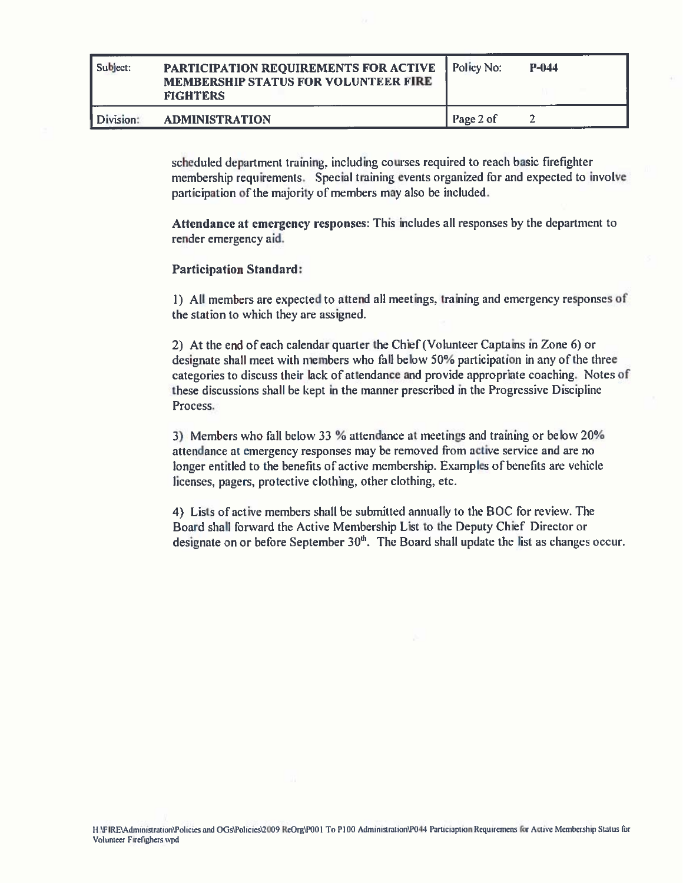scheduled department training, including courses required to reach basic firefighter membership requirements. Special training events organized for and expected to involve participation of the majority of members may also be included.

**Attendance at emergency responses**: This includes all responses by the department to render emergency aid.

**Participation Standard:**

1) All members are expected to attend all meetings, training and emergency responses of the station to which they are assigned.

2) At the end of each calendar quarter the Chief (Volunteer Captains in Zone 6) or designate shall meet with members who fall below 50% participation in any of the three categories to discuss their lack of attendance and provide appropriate coaching. Notes of these discussions shall be kept in the manner prescribed in the Progressive Discipline Process.

3) Members who fall below 33 % attendance at meetings and training or below 20% attendance at emergency responses may be removed from active service and are no longer entitled to the benefits of active membership. Examples of benefits are vehicle licenses, pagers, protective clothing, other clothing, etc.

4) Lists of active members shall be submitted annually to the BOC for review. The Board shall forward the Active Membership List to the Deputy Chief Director or designate on or before September 30th. The Board shall update the list as changes occur.